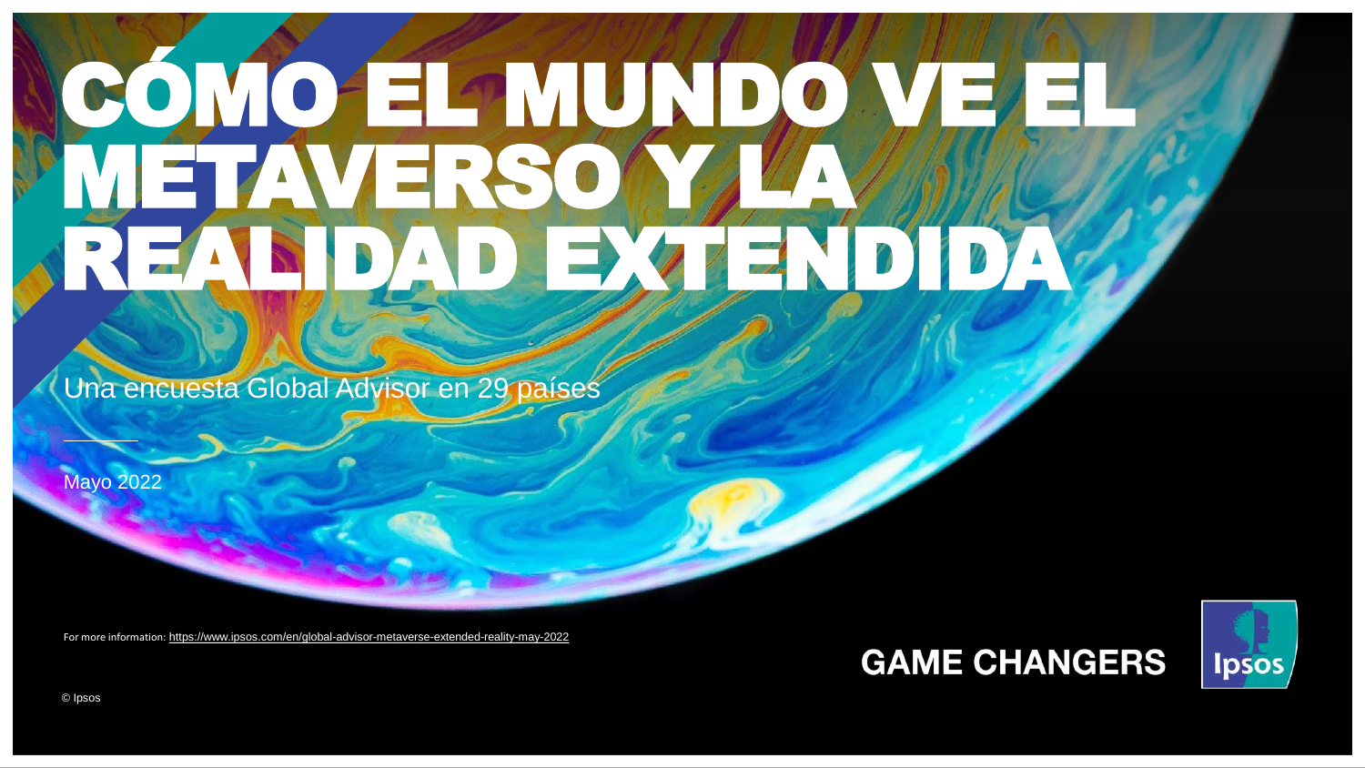# CÓMO EL MUNDO VE EL METAVERSO Y LA REALIDAD EXTENDIDA

Una encuesta Global Advisor en 29 países

Mayo 2022

For more information: https://www.ipsos.com/en/global-advisor-metaverse-extended-reality-may-2022

GAME CHANGERS

Ipsos

© Ipsos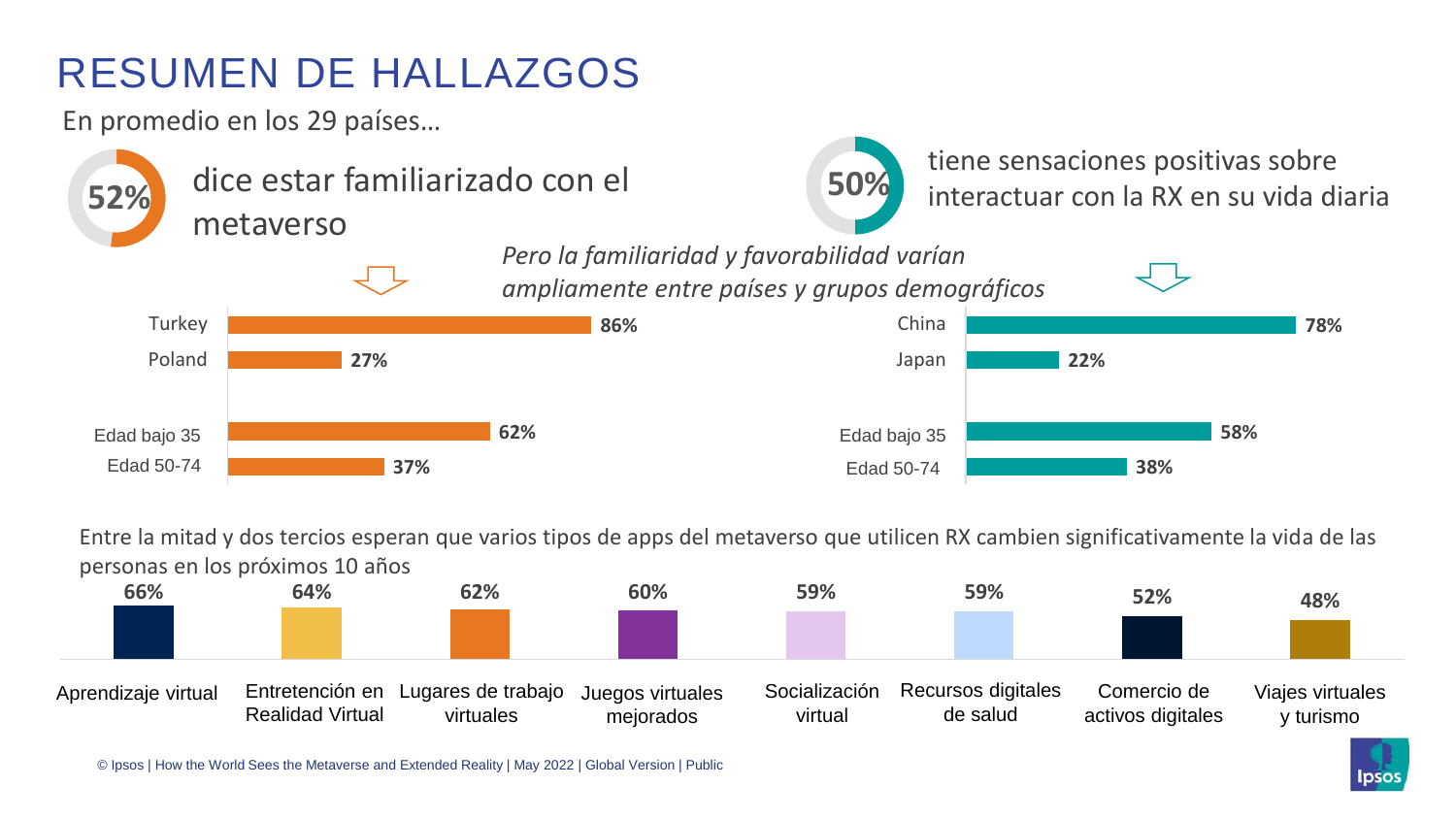# RESUMEN DE HALLAZGOS

En promedio en los 29 países…

**52%** dice estar familiarizado con el metaverso

**50%** tiene sensaciones positivas sobre interactuar con la RX en su vida diaria

*Pero la familiaridad y favorabilidad varían ampliamente entre países y grupos demográficos*

| Familiarizado con el metaverso | |
|---|---|
| Turkey | 86% |
| Poland | 27% |
| Edad bajo 35 | 62% |
| Edad 50-74 | 37% |

| Sensaciones positivas sobre la RX | |
|---|---|
| China | 78% |
| Japan | 22% |
| Edad bajo 35 | 58% |
| Edad 50-74 | 38% |

Entre la mitad y dos tercios esperan que varios tipos de apps del metaverso que utilicen RX cambien significativamente la vida de las personas en los próximos 10 años

| Aprendizaje virtual | Entretención en Realidad Virtual | Lugares de trabajo virtuales | Juegos virtuales mejorados | Socialización virtual | Recursos digitales de salud | Comercio de activos digitales | Viajes virtuales y turismo |
|---|---|---|---|---|---|---|---|
| 66% | 64% | 62% | 60% | 59% | 59% | 52% | 48% |

© Ipsos | How the World Sees the Metaverse and Extended Reality | May 2022 | Global Version | Public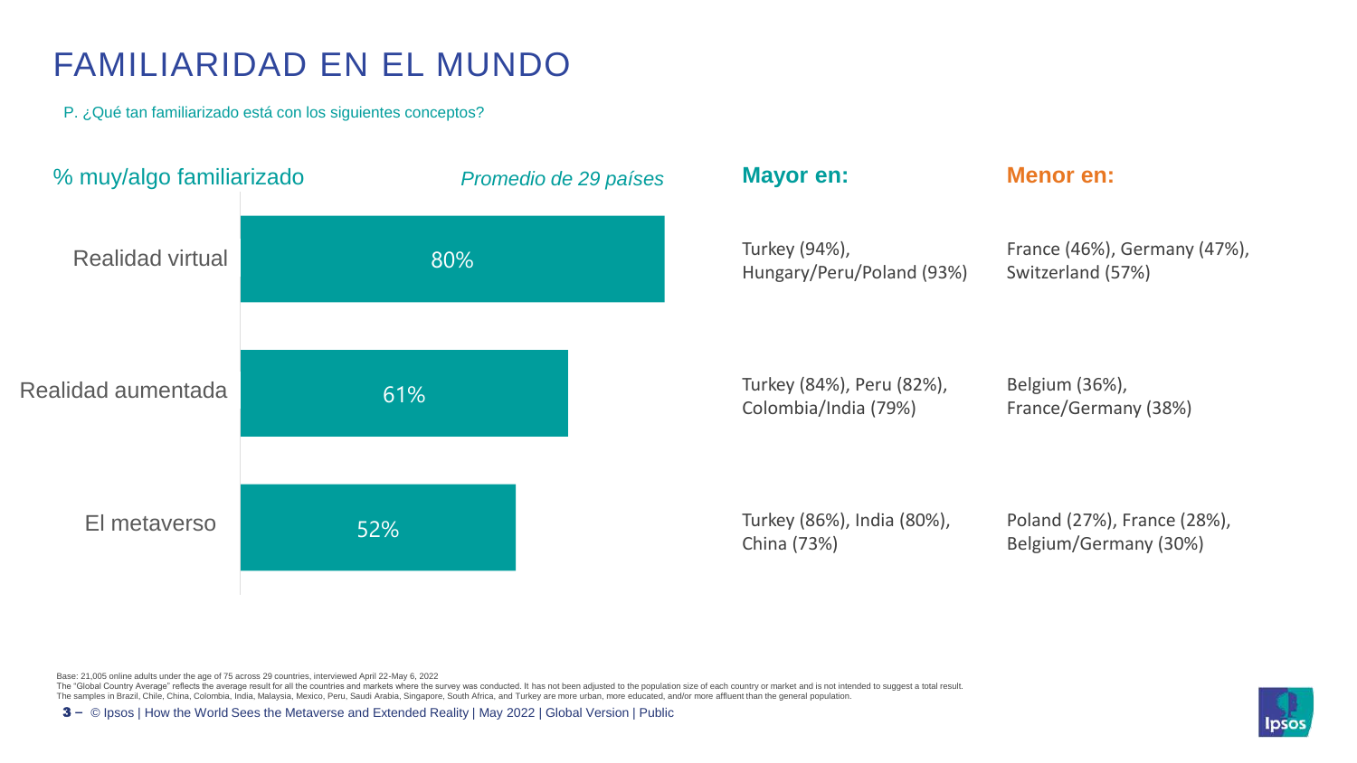# FAMILIARIDAD EN EL MUNDO

P. ¿Qué tan familiarizado está con los siguientes conceptos?

| % muy/algo familiarizado | *Promedio de 29 países* | **Mayor en:** | **Menor en:** |
|---|---|---|---|
| Realidad virtual | 80% | Turkey (94%), Hungary/Peru/Poland (93%) | France (46%), Germany (47%), Switzerland (57%) |
| Realidad aumentada | 61% | Turkey (84%), Peru (82%), Colombia/India (79%) | Belgium (36%), France/Germany (38%) |
| El metaverso | 52% | Turkey (86%), India (80%), China (73%) | Poland (27%), France (28%), Belgium/Germany (30%) |

Base: 21,005 online adults under the age of 75 across 29 countries, interviewed April 22-May 6, 2022
The "Global Country Average" reflects the average result for all the countries and markets where the survey was conducted. It has not been adjusted to the population size of each country or market and is not intended to suggest a total result.
The samples in Brazil, Chile, China, Colombia, India, Malaysia, Mexico, Peru, Saudi Arabia, Singapore, South Africa, and Turkey are more urban, more educated, and/or more affluent than the general population.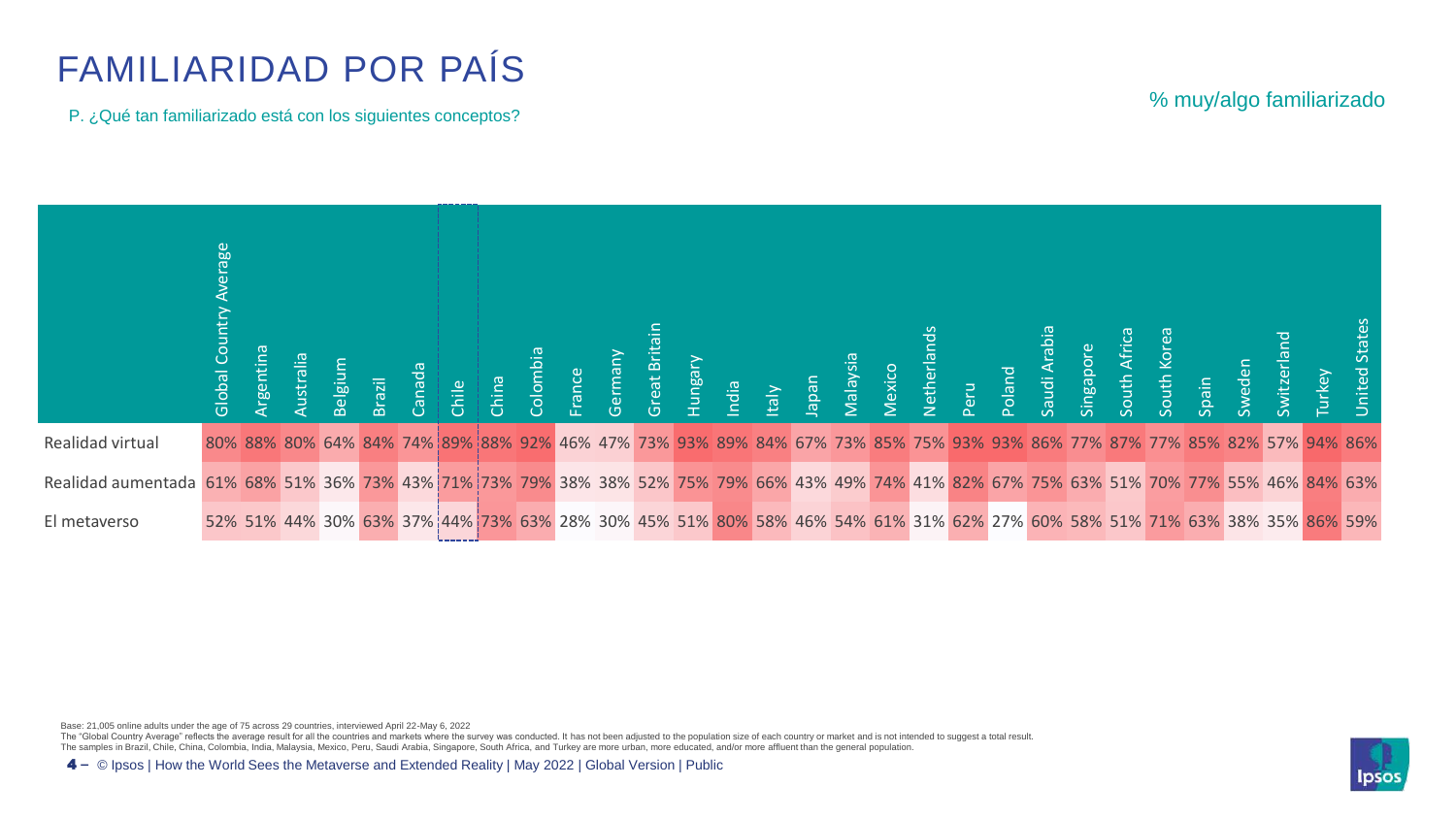# FAMILIARIDAD POR PAÍS

P. ¿Qué tan familiarizado está con los siguientes conceptos?

% muy/algo familiarizado

| | Global Country Average | Argentina | Australia | Belgium | Brazil | Canada | Chile | China | Colombia | France | Germany | Great Britain | Hungary | India | Italy | Japan | Malaysia | Mexico | Netherlands | Peru | Poland | Saudi Arabia | Singapore | South Africa | South Korea | Spain | Sweden | Switzerland | Turkey | United States |
|---|---|---|---|---|---|---|---|---|---|---|---|---|---|---|---|---|---|---|---|---|---|---|---|---|---|---|---|---|---|---|
| Realidad virtual | 80% | 88% | 80% | 64% | 84% | 74% | 89% | 88% | 92% | 46% | 47% | 73% | 93% | 89% | 84% | 67% | 73% | 85% | 75% | 93% | 93% | 86% | 77% | 87% | 77% | 85% | 82% | 57% | 94% | 86% |
| Realidad aumentada | 61% | 68% | 51% | 36% | 73% | 43% | 71% | 73% | 79% | 38% | 38% | 52% | 75% | 79% | 66% | 43% | 49% | 74% | 41% | 82% | 67% | 75% | 63% | 51% | 70% | 77% | 55% | 46% | 84% | 63% |
| El metaverso | 52% | 51% | 44% | 30% | 63% | 37% | 44% | 73% | 63% | 28% | 30% | 45% | 51% | 80% | 58% | 46% | 54% | 61% | 31% | 62% | 27% | 60% | 58% | 51% | 71% | 63% | 38% | 35% | 86% | 59% |

Base: 21,005 online adults under the age of 75 across 29 countries, interviewed April 22-May 6, 2022

The "Global Country Average" reflects the average result for all the countries and markets where the survey was conducted. It has not been adjusted to the population size of each country or market and is not intended to suggest a total result.

The samples in Brazil, Chile, China, Colombia, India, Malaysia, Mexico, Peru, Saudi Arabia, Singapore, South Africa, and Turkey are more urban, more educated, and/or more affluent than the general population.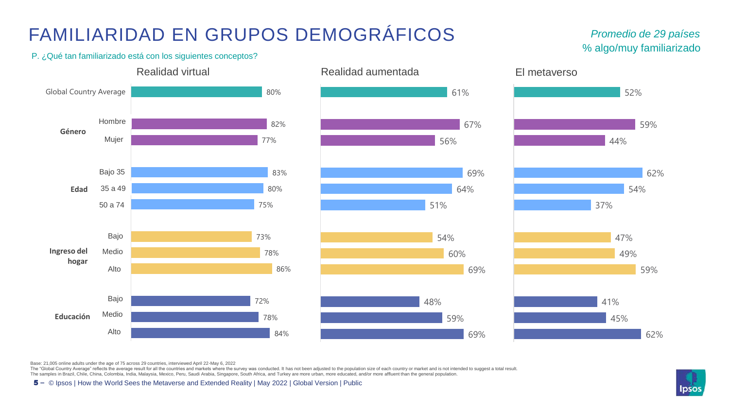# FAMILIARIDAD EN GRUPOS DEMOGRÁFICOS

*Promedio de 29 países*
% algo/muy familiarizado

P. ¿Qué tan familiarizado está con los siguientes conceptos?

| | | Realidad virtual | Realidad aumentada | El metaverso |
|---|---|---|---|---|
| Global Country Average | | 80% | 61% | 52% |
| **Género** | Hombre | 82% | 67% | 59% |
| | Mujer | 77% | 56% | 44% |
| **Edad** | Bajo 35 | 83% | 69% | 62% |
| | 35 a 49 | 80% | 64% | 54% |
| | 50 a 74 | 75% | 51% | 37% |
| **Ingreso del hogar** | Bajo | 73% | 54% | 47% |
| | Medio | 78% | 60% | 49% |
| | Alto | 86% | 69% | 59% |
| **Educación** | Bajo | 72% | 48% | 41% |
| | Medio | 78% | 59% | 45% |
| | Alto | 84% | 69% | 62% |

Base: 21,005 online adults under the age of 75 across 29 countries, interviewed April 22-May 6, 2022
The "Global Country Average" reflects the average result for all the countries and markets where the survey was conducted. It has not been adjusted to the population size of each country or market and is not intended to suggest a total result.
The samples in Brazil, Chile, China, Colombia, India, Malaysia, Mexico, Peru, Saudi Arabia, Singapore, South Africa, and Turkey are more urban, more educated, and/or more affluent than the general population.

© Ipsos | How the World Sees the Metaverse and Extended Reality | May 2022 | Global Version | Public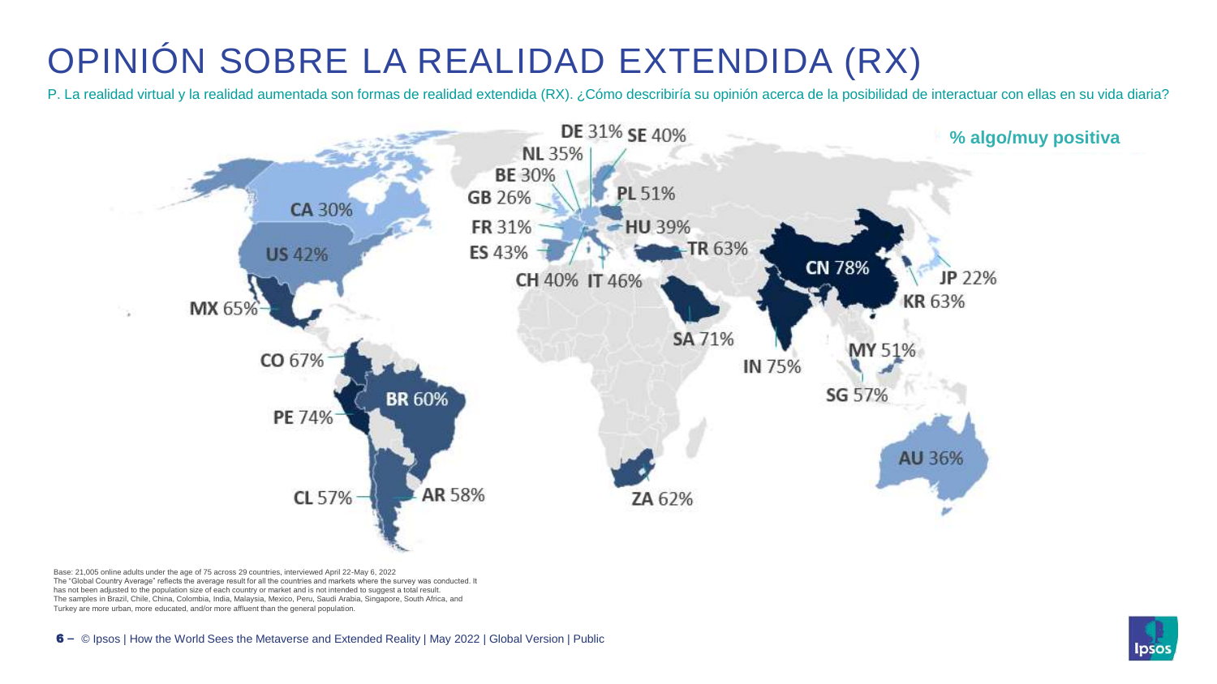# OPINIÓN SOBRE LA REALIDAD EXTENDIDA (RX)

P. La realidad virtual y la realidad aumentada son formas de realidad extendida (RX). ¿Cómo describiría su opinión acerca de la posibilidad de interactuar con ellas en su vida diaria?

**% algo/muy positiva**

| País | % |
|---|---|
| CN | 78% |
| IN | 75% |
| PE | 74% |
| SA | 71% |
| CO | 67% |
| MX | 65% |
| TR | 63% |
| KR | 63% |
| ZA | 62% |
| BR | 60% |
| AR | 58% |
| CL | 57% |
| SG | 57% |
| PL | 51% |
| MY | 51% |
| IT | 46% |
| ES | 43% |
| US | 42% |
| SE | 40% |
| CH | 40% |
| HU | 39% |
| AU | 36% |
| NL | 35% |
| DE | 31% |
| FR | 31% |
| BE | 30% |
| CA | 30% |
| GB | 26% |
| JP | 22% |

Base: 21,005 online adults under the age of 75 across 29 countries, interviewed April 22-May 6, 2022
The "Global Country Average" reflects the average result for all the countries and markets where the survey was conducted. It has not been adjusted to the population size of each country or market and is not intended to suggest a total result.
The samples in Brazil, Chile, China, Colombia, India, Malaysia, Mexico, Peru, Saudi Arabia, Singapore, South Africa, and Turkey are more urban, more educated, and/or more affluent than the general population.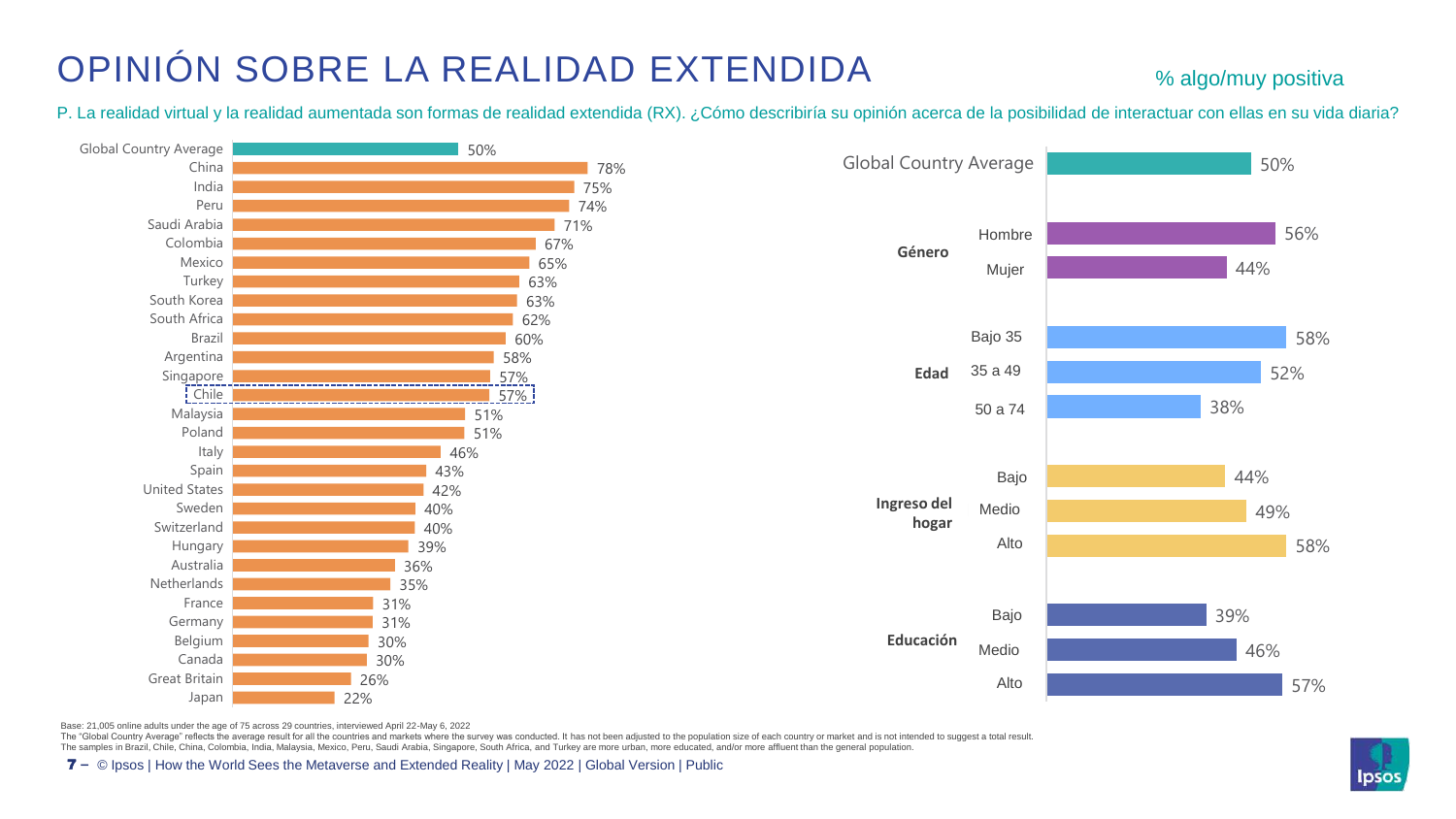# OPINIÓN SOBRE LA REALIDAD EXTENDIDA

% algo/muy positiva

P. La realidad virtual y la realidad aumentada son formas de realidad extendida (RX). ¿Cómo describiría su opinión acerca de la posibilidad de interactuar con ellas en su vida diaria?

| País | % |
|---|---|
| Global Country Average | 50% |
| China | 78% |
| India | 75% |
| Peru | 74% |
| Saudi Arabia | 71% |
| Colombia | 67% |
| Mexico | 65% |
| Turkey | 63% |
| South Korea | 63% |
| South Africa | 62% |
| Brazil | 60% |
| Argentina | 58% |
| Singapore | 57% |
| Chile | 57% |
| Malaysia | 51% |
| Poland | 51% |
| Italy | 46% |
| Spain | 43% |
| United States | 42% |
| Sweden | 40% |
| Switzerland | 40% |
| Hungary | 39% |
| Australia | 36% |
| Netherlands | 35% |
| France | 31% |
| Germany | 31% |
| Belgium | 30% |
| Canada | 30% |
| Great Britain | 26% |
| Japan | 22% |

| Grupo | Categoría | % |
|---|---|---|
| Global Country Average | | 50% |
| **Género** | Hombre | 56% |
| | Mujer | 44% |
| **Edad** | Bajo 35 | 58% |
| | 35 a 49 | 52% |
| | 50 a 74 | 38% |
| **Ingreso del hogar** | Bajo | 44% |
| | Medio | 49% |
| | Alto | 58% |
| **Educación** | Bajo | 39% |
| | Medio | 46% |
| | Alto | 57% |

Base: 21,005 online adults under the age of 75 across 29 countries, interviewed April 22-May 6, 2022
The "Global Country Average" reflects the average result for all the countries and markets where the survey was conducted. It has not been adjusted to the population size of each country or market and is not intended to suggest a total result.
The samples in Brazil, Chile, China, Colombia, India, Malaysia, Mexico, Peru, Saudi Arabia, Singapore, South Africa, and Turkey are more urban, more educated, and/or more affluent than the general population.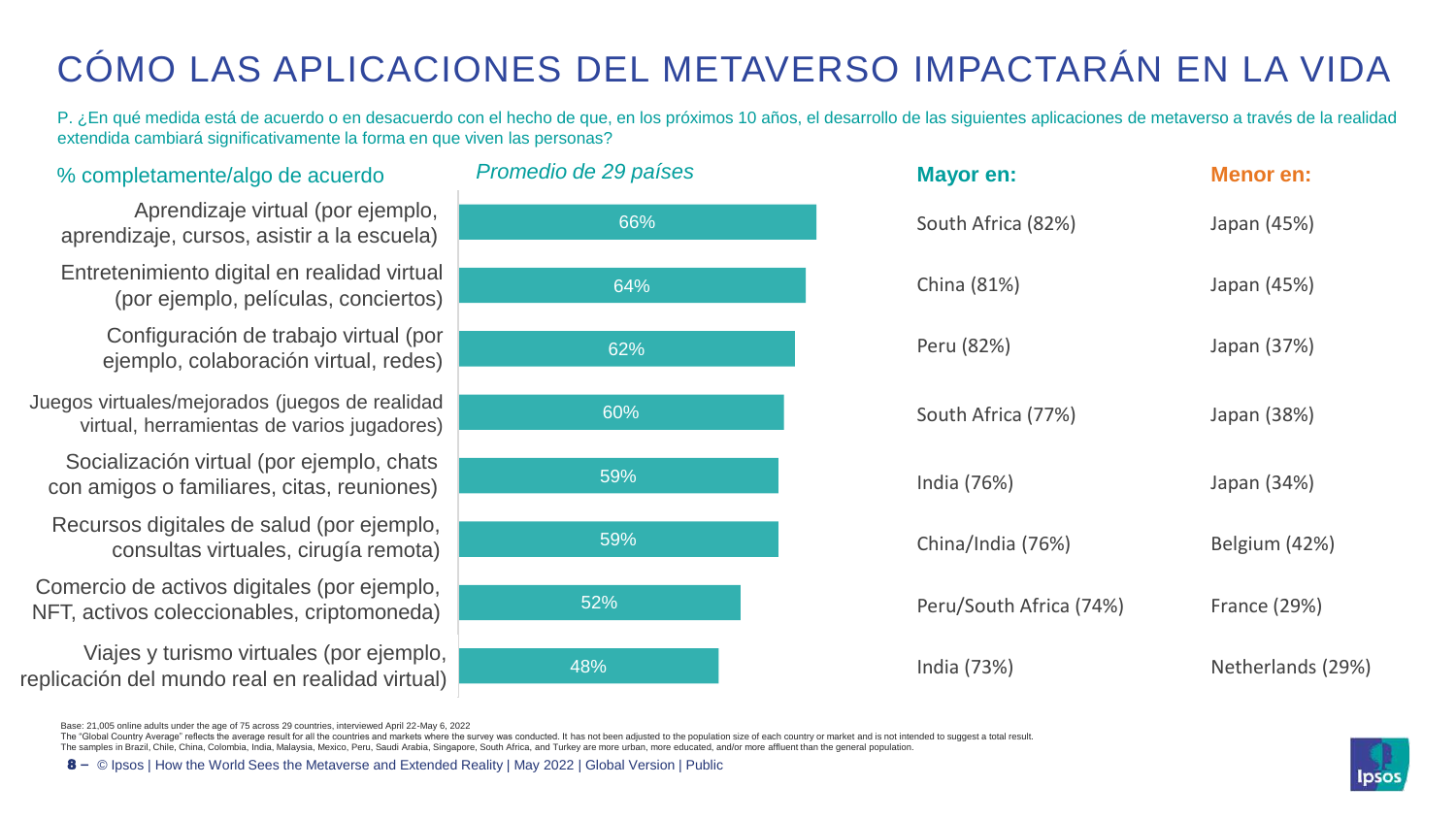# CÓMO LAS APLICACIONES DEL METAVERSO IMPACTARÁN EN LA VIDA

P. ¿En qué medida está de acuerdo o en desacuerdo con el hecho de que, en los próximos 10 años, el desarrollo de las siguientes aplicaciones de metaverso a través de la realidad extendida cambiará significativamente la forma en que viven las personas?

| % completamente/algo de acuerdo | *Promedio de 29 países* | **Mayor en:** | **Menor en:** |
|---|---|---|---|
| Aprendizaje virtual (por ejemplo, aprendizaje, cursos, asistir a la escuela) | 66% | South Africa (82%) | Japan (45%) |
| Entretenimiento digital en realidad virtual (por ejemplo, películas, conciertos) | 64% | China (81%) | Japan (45%) |
| Configuración de trabajo virtual (por ejemplo, colaboración virtual, redes) | 62% | Peru (82%) | Japan (37%) |
| Juegos virtuales/mejorados (juegos de realidad virtual, herramientas de varios jugadores) | 60% | South Africa (77%) | Japan (38%) |
| Socialización virtual (por ejemplo, chats con amigos o familiares, citas, reuniones) | 59% | India (76%) | Japan (34%) |
| Recursos digitales de salud (por ejemplo, consultas virtuales, cirugía remota) | 59% | China/India (76%) | Belgium (42%) |
| Comercio de activos digitales (por ejemplo, NFT, activos coleccionables, criptomoneda) | 52% | Peru/South Africa (74%) | France (29%) |
| Viajes y turismo virtuales (por ejemplo, replicación del mundo real en realidad virtual) | 48% | India (73%) | Netherlands (29%) |

Base: 21,005 online adults under the age of 75 across 29 countries, interviewed April 22-May 6, 2022
The "Global Country Average" reflects the average result for all the countries and markets where the survey was conducted. It has not been adjusted to the population size of each country or market and is not intended to suggest a total result.
The samples in Brazil, Chile, China, Colombia, India, Malaysia, Mexico, Peru, Saudi Arabia, Singapore, South Africa, and Turkey are more urban, more educated, and/or more affluent than the general population.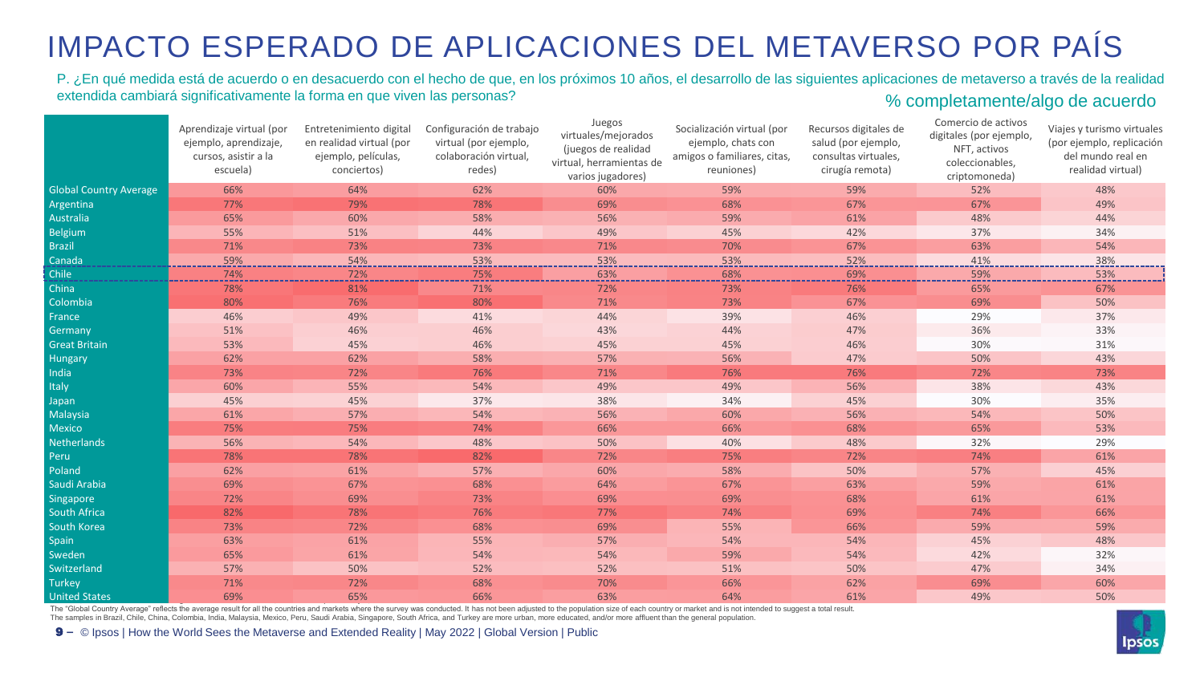# IMPACTO ESPERADO DE APLICACIONES DEL METAVERSO POR PAÍS

P. ¿En qué medida está de acuerdo o en desacuerdo con el hecho de que, en los próximos 10 años, el desarrollo de las siguientes aplicaciones de metaverso a través de la realidad extendida cambiará significativamente la forma en que viven las personas?

% completamente/algo de acuerdo

| | Aprendizaje virtual (por ejemplo, aprendizaje, cursos, asistir a la escuela) | Entretenimiento digital en realidad virtual (por ejemplo, películas, conciertos) | Configuración de trabajo virtual (por ejemplo, colaboración virtual, redes) | Juegos virtuales/mejorados (juegos de realidad virtual, herramientas de varios jugadores) | Socialización virtual (por ejemplo, chats con amigos o familiares, citas, reuniones) | Recursos digitales de salud (por ejemplo, consultas virtuales, cirugía remota) | Comercio de activos digitales (por ejemplo, NFT, activos coleccionables, criptomoneda) | Viajes y turismo virtuales (por ejemplo, replicación del mundo real en realidad virtual) |
|---|---|---|---|---|---|---|---|---|
| Global Country Average | 66% | 64% | 62% | 60% | 59% | 59% | 52% | 48% |
| Argentina | 77% | 79% | 78% | 69% | 68% | 67% | 67% | 49% |
| Australia | 65% | 60% | 58% | 56% | 59% | 61% | 48% | 44% |
| Belgium | 55% | 51% | 44% | 49% | 45% | 42% | 37% | 34% |
| Brazil | 71% | 73% | 73% | 71% | 70% | 67% | 63% | 54% |
| Canada | 59% | 54% | 53% | 53% | 53% | 52% | 41% | 38% |
| Chile | 74% | 72% | 75% | 63% | 68% | 69% | 59% | 53% |
| China | 78% | 81% | 71% | 72% | 73% | 76% | 65% | 67% |
| Colombia | 80% | 76% | 80% | 71% | 73% | 67% | 69% | 50% |
| France | 46% | 49% | 41% | 44% | 39% | 46% | 29% | 37% |
| Germany | 51% | 46% | 46% | 43% | 44% | 47% | 36% | 33% |
| Great Britain | 53% | 45% | 46% | 45% | 45% | 46% | 30% | 31% |
| Hungary | 62% | 62% | 58% | 57% | 56% | 47% | 50% | 43% |
| India | 73% | 72% | 76% | 71% | 76% | 76% | 72% | 73% |
| Italy | 60% | 55% | 54% | 49% | 49% | 56% | 38% | 43% |
| Japan | 45% | 45% | 37% | 38% | 34% | 45% | 30% | 35% |
| Malaysia | 61% | 57% | 54% | 56% | 60% | 56% | 54% | 50% |
| Mexico | 75% | 75% | 74% | 66% | 66% | 68% | 65% | 53% |
| Netherlands | 56% | 54% | 48% | 50% | 40% | 48% | 32% | 29% |
| Peru | 78% | 78% | 82% | 72% | 75% | 72% | 74% | 61% |
| Poland | 62% | 61% | 57% | 60% | 58% | 50% | 57% | 45% |
| Saudi Arabia | 69% | 67% | 68% | 64% | 67% | 63% | 59% | 61% |
| Singapore | 72% | 69% | 73% | 69% | 69% | 68% | 61% | 61% |
| South Africa | 82% | 78% | 76% | 77% | 74% | 69% | 74% | 66% |
| South Korea | 73% | 72% | 68% | 69% | 55% | 66% | 59% | 59% |
| Spain | 63% | 61% | 55% | 57% | 54% | 54% | 45% | 48% |
| Sweden | 65% | 61% | 54% | 54% | 59% | 54% | 42% | 32% |
| Switzerland | 57% | 50% | 52% | 52% | 51% | 50% | 47% | 34% |
| Turkey | 71% | 72% | 68% | 70% | 66% | 62% | 69% | 60% |
| United States | 69% | 65% | 66% | 63% | 64% | 61% | 49% | 50% |

The "Global Country Average" reflects the average result for all the countries and markets where the survey was conducted. It has not been adjusted to the population size of each country or market and is not intended to suggest a total result.
The samples in Brazil, Chile, China, Colombia, India, Malaysia, Mexico, Peru, Saudi Arabia, Singapore, South Africa, and Turkey are more urban, more educated, and/or more affluent than the general population.

© Ipsos | How the World Sees the Metaverse and Extended Reality | May 2022 | Global Version | Public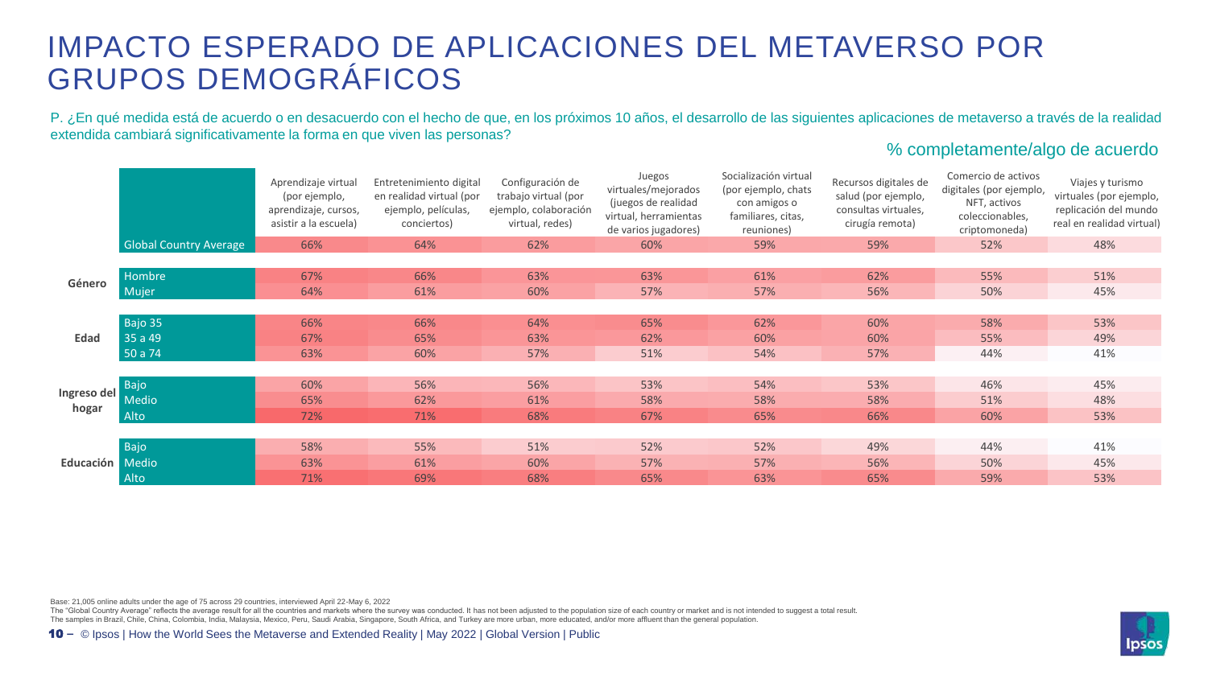# IMPACTO ESPERADO DE APLICACIONES DEL METAVERSO POR GRUPOS DEMOGRÁFICOS

P. ¿En qué medida está de acuerdo o en desacuerdo con el hecho de que, en los próximos 10 años, el desarrollo de las siguientes aplicaciones de metaverso a través de la realidad extendida cambiará significativamente la forma en que viven las personas?

% completamente/algo de acuerdo

| | | Aprendizaje virtual (por ejemplo, aprendizaje, cursos, asistir a la escuela) | Entretenimiento digital en realidad virtual (por ejemplo, películas, conciertos) | Configuración de trabajo virtual (por ejemplo, colaboración virtual, redes) | Juegos virtuales/mejorados (juegos de realidad virtual, herramientas de varios jugadores) | Socialización virtual (por ejemplo, chats con amigos o familiares, citas, reuniones) | Recursos digitales de salud (por ejemplo, consultas virtuales, cirugía remota) | Comercio de activos digitales (por ejemplo, NFT, activos coleccionables, criptomoneda) | Viajes y turismo virtuales (por ejemplo, replicación del mundo real en realidad virtual) |
|---|---|---|---|---|---|---|---|---|---|
| | Global Country Average | 66% | 64% | 62% | 60% | 59% | 59% | 52% | 48% |
| Género | Hombre | 67% | 66% | 63% | 63% | 61% | 62% | 55% | 51% |
| | Mujer | 64% | 61% | 60% | 57% | 57% | 56% | 50% | 45% |
| Edad | Bajo 35 | 66% | 66% | 64% | 65% | 62% | 60% | 58% | 53% |
| | 35 a 49 | 67% | 65% | 63% | 62% | 60% | 60% | 55% | 49% |
| | 50 a 74 | 63% | 60% | 57% | 51% | 54% | 57% | 44% | 41% |
| Ingreso del hogar | Bajo | 60% | 56% | 56% | 53% | 54% | 53% | 46% | 45% |
| | Medio | 65% | 62% | 61% | 58% | 58% | 58% | 51% | 48% |
| | Alto | 72% | 71% | 68% | 67% | 65% | 66% | 60% | 53% |
| Educación | Bajo | 58% | 55% | 51% | 52% | 52% | 49% | 44% | 41% |
| | Medio | 63% | 61% | 60% | 57% | 57% | 56% | 50% | 45% |
| | Alto | 71% | 69% | 68% | 65% | 63% | 65% | 59% | 53% |

Base: 21,005 online adults under the age of 75 across 29 countries, interviewed April 22-May 6, 2022
The "Global Country Average" reflects the average result for all the countries and markets where the survey was conducted. It has not been adjusted to the population size of each country or market and is not intended to suggest a total result.
The samples in Brazil, Chile, China, Colombia, India, Malaysia, Mexico, Peru, Saudi Arabia, Singapore, South Africa, and Turkey are more urban, more educated, and/or more affluent than the general population.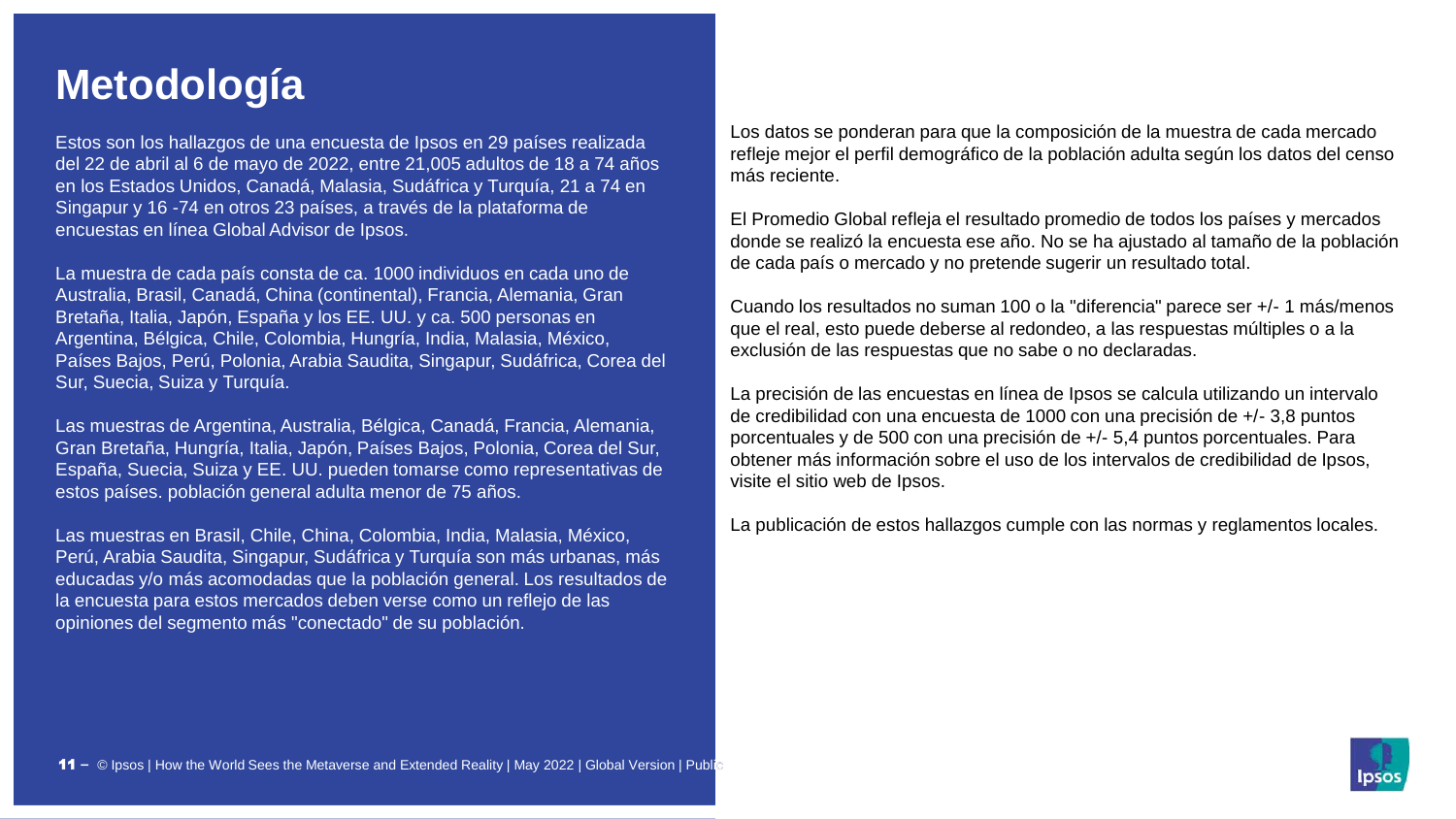# Metodología

Estos son los hallazgos de una encuesta de Ipsos en 29 países realizada del 22 de abril al 6 de mayo de 2022, entre 21,005 adultos de 18 a 74 años en los Estados Unidos, Canadá, Malasia, Sudáfrica y Turquía, 21 a 74 en Singapur y 16 -74 en otros 23 países, a través de la plataforma de encuestas en línea Global Advisor de Ipsos.

La muestra de cada país consta de ca. 1000 individuos en cada uno de Australia, Brasil, Canadá, China (continental), Francia, Alemania, Gran Bretaña, Italia, Japón, España y los EE. UU. y ca. 500 personas en Argentina, Bélgica, Chile, Colombia, Hungría, India, Malasia, México, Países Bajos, Perú, Polonia, Arabia Saudita, Singapur, Sudáfrica, Corea del Sur, Suecia, Suiza y Turquía.

Las muestras de Argentina, Australia, Bélgica, Canadá, Francia, Alemania, Gran Bretaña, Hungría, Italia, Japón, Países Bajos, Polonia, Corea del Sur, España, Suecia, Suiza y EE. UU. pueden tomarse como representativas de estos países. población general adulta menor de 75 años.

Las muestras en Brasil, Chile, China, Colombia, India, Malasia, México, Perú, Arabia Saudita, Singapur, Sudáfrica y Turquía son más urbanas, más educadas y/o más acomodadas que la población general. Los resultados de la encuesta para estos mercados deben verse como un reflejo de las opiniones del segmento más "conectado" de su población.

Los datos se ponderan para que la composición de la muestra de cada mercado refleje mejor el perfil demográfico de la población adulta según los datos del censo más reciente.

El Promedio Global refleja el resultado promedio de todos los países y mercados donde se realizó la encuesta ese año. No se ha ajustado al tamaño de la población de cada país o mercado y no pretende sugerir un resultado total.

Cuando los resultados no suman 100 o la "diferencia" parece ser +/- 1 más/menos que el real, esto puede deberse al redondeo, a las respuestas múltiples o a la exclusión de las respuestas que no sabe o no declaradas.

La precisión de las encuestas en línea de Ipsos se calcula utilizando un intervalo de credibilidad con una encuesta de 1000 con una precisión de +/- 3,8 puntos porcentuales y de 500 con una precisión de +/- 5,4 puntos porcentuales. Para obtener más información sobre el uso de los intervalos de credibilidad de Ipsos, visite el sitio web de Ipsos.

La publicación de estos hallazgos cumple con las normas y reglamentos locales.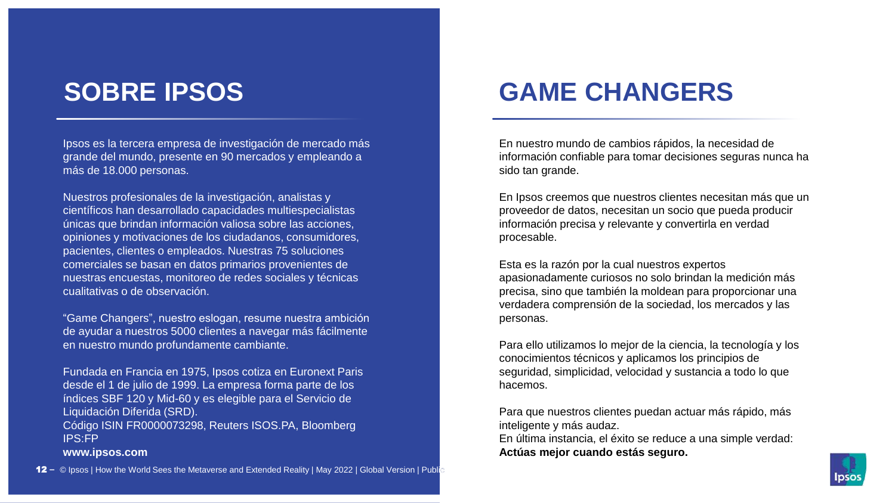# SOBRE IPSOS

Ipsos es la tercera empresa de investigación de mercado más grande del mundo, presente en 90 mercados y empleando a más de 18.000 personas.

Nuestros profesionales de la investigación, analistas y científicos han desarrollado capacidades multiespecialistas únicas que brindan información valiosa sobre las acciones, opiniones y motivaciones de los ciudadanos, consumidores, pacientes, clientes o empleados. Nuestras 75 soluciones comerciales se basan en datos primarios provenientes de nuestras encuestas, monitoreo de redes sociales y técnicas cualitativas o de observación.

“Game Changers”, nuestro eslogan, resume nuestra ambición de ayudar a nuestros 5000 clientes a navegar más fácilmente en nuestro mundo profundamente cambiante.

Fundada en Francia en 1975, Ipsos cotiza en Euronext Paris desde el 1 de julio de 1999. La empresa forma parte de los índices SBF 120 y Mid-60 y es elegible para el Servicio de Liquidación Diferida (SRD).
Código ISIN FR0000073298, Reuters ISOS.PA, Bloomberg IPS:FP
**www.ipsos.com**

# GAME CHANGERS

En nuestro mundo de cambios rápidos, la necesidad de información confiable para tomar decisiones seguras nunca ha sido tan grande.

En Ipsos creemos que nuestros clientes necesitan más que un proveedor de datos, necesitan un socio que pueda producir información precisa y relevante y convertirla en verdad procesable.

Esta es la razón por la cual nuestros expertos apasionadamente curiosos no solo brindan la medición más precisa, sino que también la moldean para proporcionar una verdadera comprensión de la sociedad, los mercados y las personas.

Para ello utilizamos lo mejor de la ciencia, la tecnología y los conocimientos técnicos y aplicamos los principios de seguridad, simplicidad, velocidad y sustancia a todo lo que hacemos.

Para que nuestros clientes puedan actuar más rápido, más inteligente y más audaz.
En última instancia, el éxito se reduce a una simple verdad:
**Actúas mejor cuando estás seguro.**